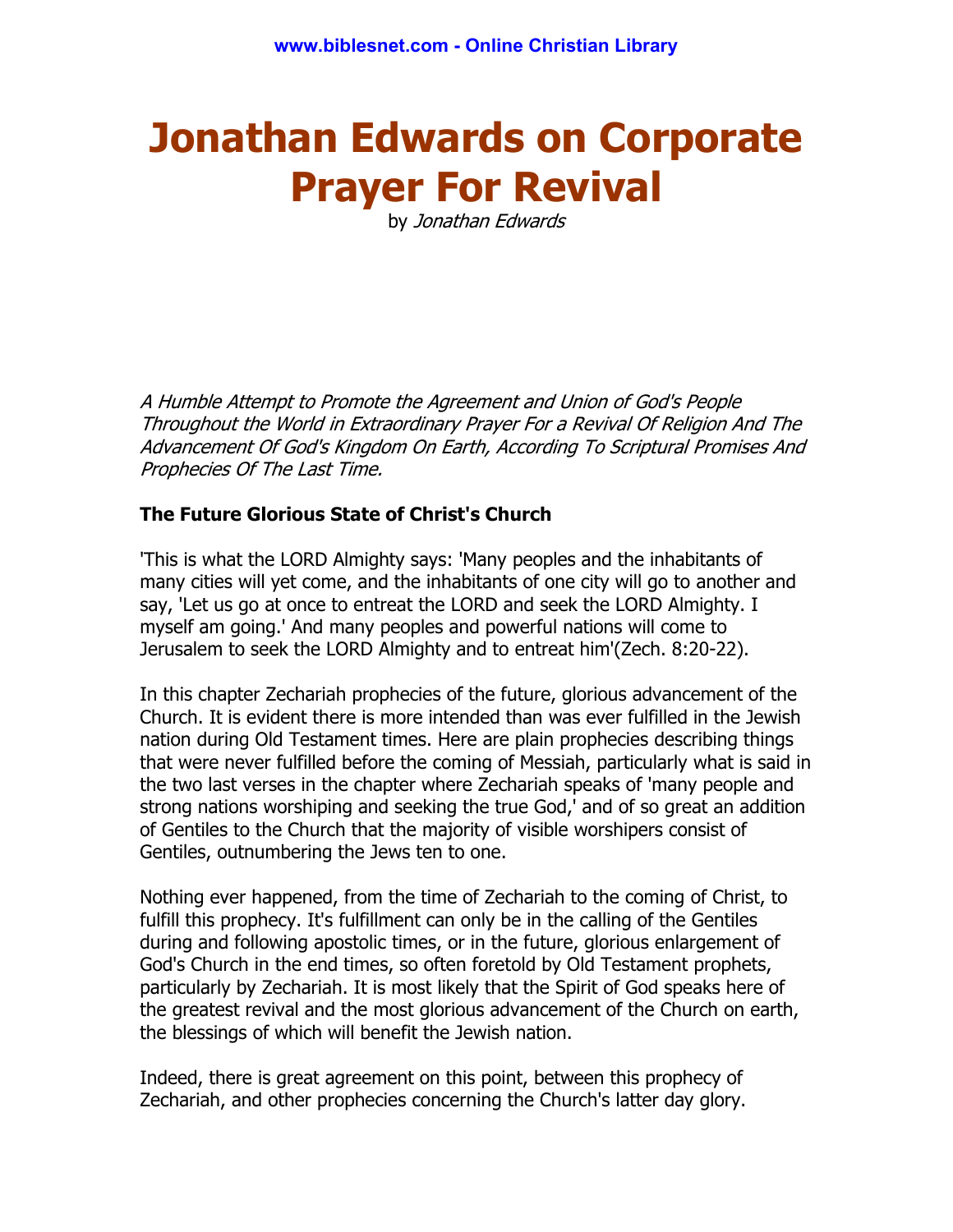# Jonathan Edwards on Corporate Prayer For Revival

by *Jonathan Edwards*

*A Humble Attempt to Promote the Agreement and Union of God's People Throughout the World in Extraordinary Prayer For a Revival Of Religion And The Advancement Of God's Kingdom On Earth, According To Scriptural Promises And Prophecies Of The Last Time.*

**The Future Glorious State of Christ's Church**

'This is what the LORD Almighty says: 'Many peoples and the inhabitants of many cities will yet come, and the inhabitants of one city will go to another and say, 'Let us go at once to entreat the LORD and seek the LORD Almighty. I myself am going.' And many peoples and powerful nations will come to Jerusalem to seek the LORD Almighty and to entreat him'(Zech. 8:20-22).

In this chapter Zechariah prophecies of the future, glorious advancement of the Church. It is evident there is more intended than was ever fulfilled in the Jewish nation during Old Testament times. Here are plain prophecies describing things that were never fulfilled before the coming of Messiah, particularly what is said in the two last verses in the chapter where Zechariah speaks of 'many people and strong nations worshiping and seeking the true God,' and of so great an addition of Gentiles to the Church that the majority of visible worshipers consist of Gentiles, outnumbering the Jews ten to one.

Nothing ever happened, from the time of Zechariah to the coming of Christ, to fulfill this prophecy. It's fulfillment can only be in the calling of the Gentiles during and following apostolic times, or in the future, glorious enlargement of God's Church in the end times, so often foretold by Old Testament prophets, particularly by Zechariah. It is most likely that the Spirit of God speaks here of the greatest revival and the most glorious advancement of the Church on earth, the blessings of which will benefit the Jewish nation.

Indeed, there is great agreement on this point, between this prophecy of Zechariah, and other prophecies concerning the Church's latter day glory.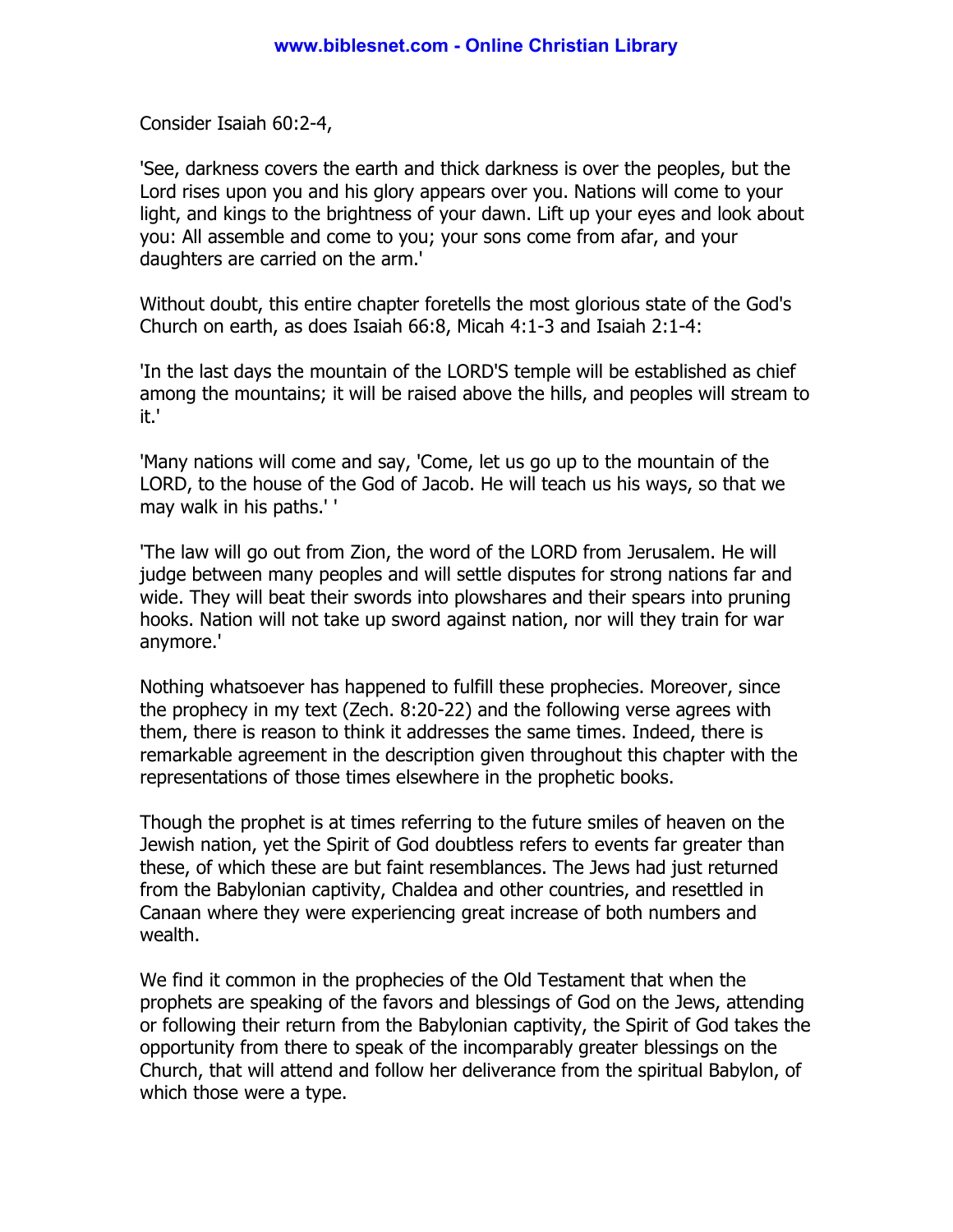Consider Isaiah 60:2-4,

'See, darkness covers the earth and thick darkness is over the peoples, but the Lord rises upon you and his glory appears over you. Nations will come to your light, and kings to the brightness of your dawn. Lift up your eyes and look about you: All assemble and come to you; your sons come from afar, and your daughters are carried on the arm.'

Without doubt, this entire chapter foretells the most glorious state of the God's Church on earth, as does Isaiah 66:8, Micah 4:1-3 and Isaiah 2:1-4:

'In the last days the mountain of the LORD'S temple will be established as chief among the mountains; it will be raised above the hills, and peoples will stream to it.'

'Many nations will come and say, 'Come, let us go up to the mountain of the LORD, to the house of the God of Jacob. He will teach us his ways, so that we may walk in his paths.' '

'The law will go out from Zion, the word of the LORD from Jerusalem. He will judge between many peoples and will settle disputes for strong nations far and wide. They will beat their swords into plowshares and their spears into pruning hooks. Nation will not take up sword against nation, nor will they train for war anymore.'

Nothing whatsoever has happened to fulfill these prophecies. Moreover, since the prophecy in my text (Zech. 8:20-22) and the following verse agrees with them, there is reason to think it addresses the same times. Indeed, there is remarkable agreement in the description given throughout this chapter with the representations of those times elsewhere in the prophetic books.

Though the prophet is at times referring to the future smiles of heaven on the Jewish nation, yet the Spirit of God doubtless refers to events far greater than these, of which these are but faint resemblances. The Jews had just returned from the Babylonian captivity, Chaldea and other countries, and resettled in Canaan where they were experiencing great increase of both numbers and wealth.

We find it common in the prophecies of the Old Testament that when the prophets are speaking of the favors and blessings of God on the Jews, attending or following their return from the Babylonian captivity, the Spirit of God takes the opportunity from there to speak of the incomparably greater blessings on the Church, that will attend and follow her deliverance from the spiritual Babylon, of which those were a type.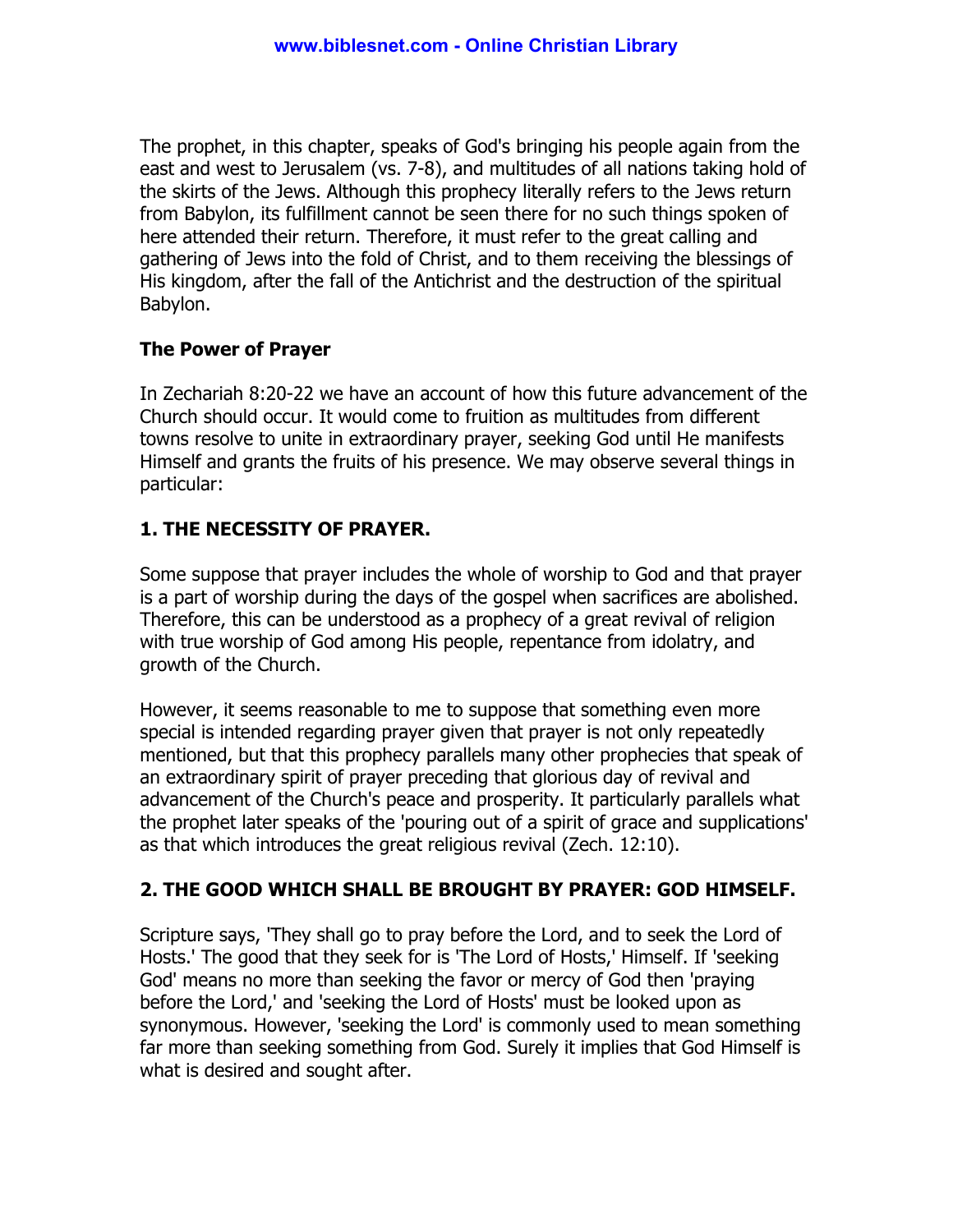The prophet, in this chapter, speaks of God's bringing his people again from the east and west to Jerusalem (vs. 7-8), and multitudes of all nations taking hold of the skirts of the Jews. Although this prophecy literally refers to the Jews return from Babylon, its fulfillment cannot be seen there for no such things spoken of here attended their return. Therefore, it must refer to the great calling and gathering of Jews into the fold of Christ, and to them receiving the blessings of His kingdom, after the fall of the Antichrist and the destruction of the spiritual Babylon.

**The Power of Prayer**

In Zechariah 8:20-22 we have an account of how this future advancement of the Church should occur. It would come to fruition as multitudes from different towns resolve to unite in extraordinary prayer, seeking God until He manifests Himself and grants the fruits of his presence. We may observe several things in particular:

**1. THE NECESSITY OF PRAYER.**

Some suppose that prayer includes the whole of worship to God and that prayer is a part of worship during the days of the gospel when sacrifices are abolished. Therefore, this can be understood as a prophecy of a great revival of religion with true worship of God among His people, repentance from idolatry, and growth of the Church.

However, it seems reasonable to me to suppose that something even more special is intended regarding prayer given that prayer is not only repeatedly mentioned, but that this prophecy parallels many other prophecies that speak of an extraordinary spirit of prayer preceding that glorious day of revival and advancement of the Church's peace and prosperity. It particularly parallels what the prophet later speaks of the 'pouring out of a spirit of grace and supplications' as that which introduces the great religious revival (Zech. 12:10).

**2. THE GOOD WHICH SHALL BE BROUGHT BY PRAYER: GOD HIMSELF.**

Scripture says, 'They shall go to pray before the Lord, and to seek the Lord of Hosts.' The good that they seek for is 'The Lord of Hosts,' Himself. If 'seeking God' means no more than seeking the favor or mercy of God then 'praying before the Lord,' and 'seeking the Lord of Hosts' must be looked upon as synonymous. However, 'seeking the Lord' is commonly used to mean something far more than seeking something from God. Surely it implies that God Himself is what is desired and sought after.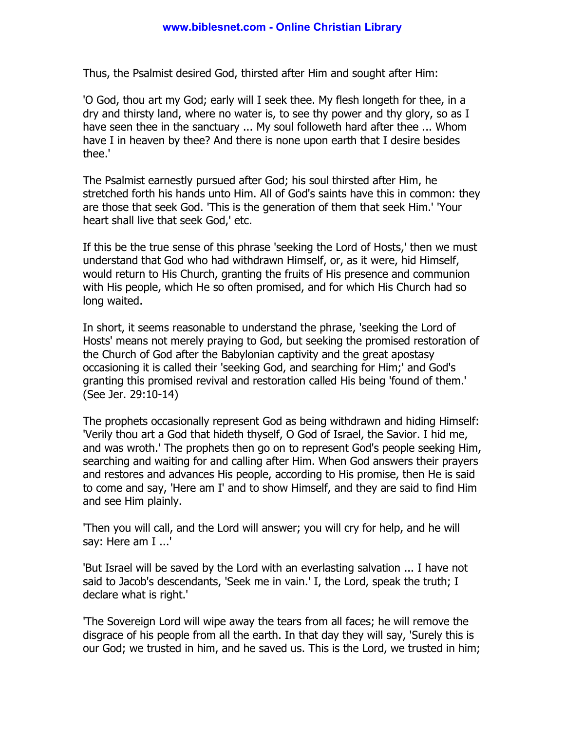Thus, the Psalmist desired God, thirsted after Him and sought after Him:

'O God, thou art my God; early will I seek thee. My flesh longeth for thee, in a dry and thirsty land, where no water is, to see thy power and thy glory, so as I have seen thee in the sanctuary ... My soul followeth hard after thee ... Whom have I in heaven by thee? And there is none upon earth that I desire besides thee.'

The Psalmist earnestly pursued after God; his soul thirsted after Him, he stretched forth his hands unto Him. All of God's saints have this in common: they are those that seek God. 'This is the generation of them that seek Him.' 'Your heart shall live that seek God,' etc.

If this be the true sense of this phrase 'seeking the Lord of Hosts,' then we must understand that God who had withdrawn Himself, or, as it were, hid Himself, would return to His Church, granting the fruits of His presence and communion with His people, which He so often promised, and for which His Church had so long waited.

In short, it seems reasonable to understand the phrase, 'seeking the Lord of Hosts' means not merely praying to God, but seeking the promised restoration of the Church of God after the Babylonian captivity and the great apostasy occasioning it is called their 'seeking God, and searching for Him;' and God's granting this promised revival and restoration called His being 'found of them.' (See Jer. 29:10-14)

The prophets occasionally represent God as being withdrawn and hiding Himself: 'Verily thou art a God that hideth thyself, O God of Israel, the Savior. I hid me, and was wroth.' The prophets then go on to represent God's people seeking Him, searching and waiting for and calling after Him. When God answers their prayers and restores and advances His people, according to His promise, then He is said to come and say, 'Here am I' and to show Himself, and they are said to find Him and see Him plainly.

'Then you will call, and the Lord will answer; you will cry for help, and he will say: Here am I ...'

'But Israel will be saved by the Lord with an everlasting salvation ... I have not said to Jacob's descendants, 'Seek me in vain.' I, the Lord, speak the truth; I declare what is right.'

'The Sovereign Lord will wipe away the tears from all faces; he will remove the disgrace of his people from all the earth. In that day they will say, 'Surely this is our God; we trusted in him, and he saved us. This is the Lord, we trusted in him;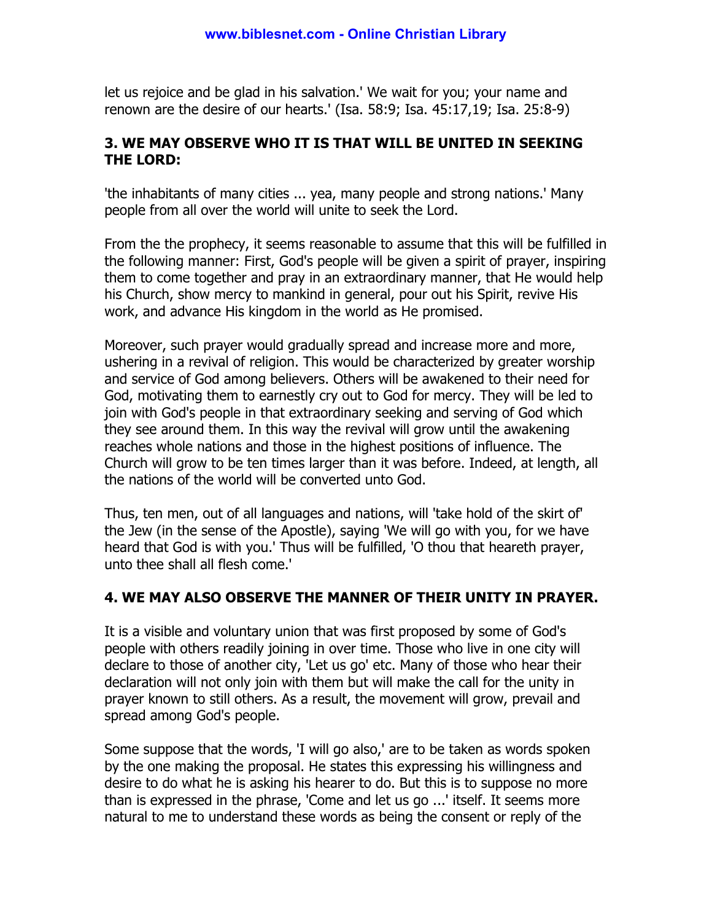let us rejoice and be glad in his salvation.' We wait for you; your name and renown are the desire of our hearts.' (Isa. 58:9; Isa. 45:17,19; Isa. 25:8-9)

### 3. WE MAY OBSERVE WHO IT IS THAT WILL BE UNITED IN SEEKING THE LORD:

'the inhabitants of many cities ... yea, many people and strong nations.' Many people from all over the world will unite to seek the Lord.

From the the prophecy, it seems reasonable to assume that this will be fulfilled in the following manner: First, God's people will be given a spirit of prayer, inspiring them to come together and pray in an extraordinary manner, that He would help his Church, show mercy to mankind in general, pour out his Spirit, revive His work, and advance His kingdom in the world as He promised.

Moreover, such prayer would gradually spread and increase more and more, ushering in a revival of religion. This would be characterized by greater worship and service of God among believers. Others will be awakened to their need for God, motivating them to earnestly cry out to God for mercy. They will be led to join with God's people in that extraordinary seeking and serving of God which they see around them. In this way the revival will grow until the awakening reaches whole nations and those in the highest positions of influence. The Church will grow to be ten times larger than it was before. Indeed, at length, all the nations of the world will be converted unto God.

Thus, ten men, out of all languages and nations, will 'take hold of the skirt of' the Jew (in the sense of the Apostle), saying 'We will go with you, for we have heard that God is with you.' Thus will be fulfilled, 'O thou that heareth prayer, unto thee shall all flesh come.'

### 4. WE MAY ALSO OBSERVE THE MANNER OF THEIR UNITY IN PRAYER.

It is a visible and voluntary union that was first proposed by some of God's people with others readily joining in over time. Those who live in one city will declare to those of another city, 'Let us go' etc. Many of those who hear their declaration will not only join with them but will make the call for the unity in prayer known to still others. As a result, the movement will grow, prevail and spread among God's people.

Some suppose that the words, 'I will go also,' are to be taken as words spoken by the one making the proposal. He states this expressing his willingness and desire to do what he is asking his hearer to do. But this is to suppose no more than is expressed in the phrase, 'Come and let us go ...' itself. It seems more natural to me to understand these words as being the consent or reply of the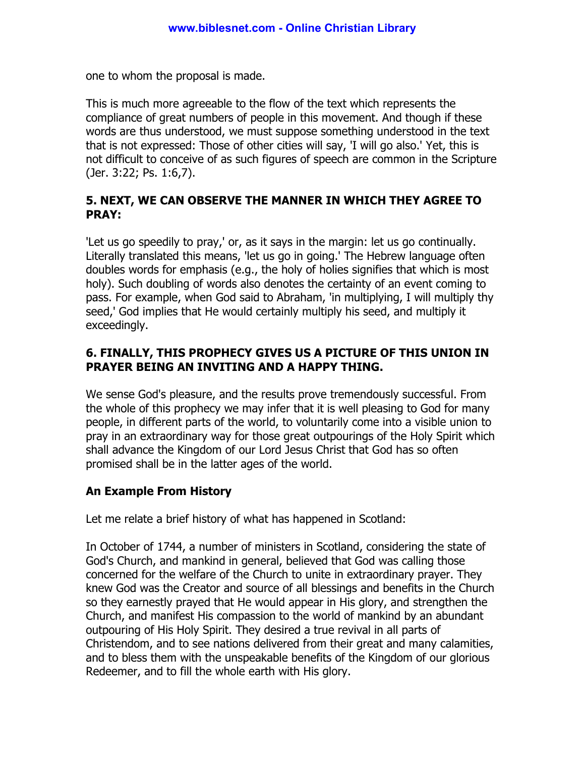one to whom the proposal is made.

This is much more agreeable to the flow of the text which represents the compliance of great numbers of people in this movement. And though if these words are thus understood, we must suppose something understood in the text that is not expressed: Those of other cities will say, 'I will go also.' Yet, this is not difficult to conceive of as such figures of speech are common in the Scripture (Jer. 3:22; Ps. 1:6,7).

### 5. NEXT, WE CAN OBSERVE THE MANNER IN WHICH THEY AGREE TO PRAY:

'Let us go speedily to pray,' or, as it says in the margin: let us go continually. Literally translated this means, 'let us go in going.' The Hebrew language often doubles words for emphasis (e.g., the holy of holies signifies that which is most holy). Such doubling of words also denotes the certainty of an event coming to pass. For example, when God said to Abraham, 'in multiplying, I will multiply thy seed,' God implies that He would certainly multiply his seed, and multiply it exceedingly.

### 6. FINALLY, THIS PROPHECY GIVES US A PICTURE OF THIS UNION IN PRAYER BEING AN INVITING AND A HAPPY THING.

We sense God's pleasure, and the results prove tremendously successful. From the whole of this prophecy we may infer that it is well pleasing to God for many people, in different parts of the world, to voluntarily come into a visible union to pray in an extraordinary way for those great outpourings of the Holy Spirit which shall advance the Kingdom of our Lord Jesus Christ that God has so often promised shall be in the latter ages of the world.

### An Example From History

Let me relate a brief history of what has happened in Scotland:

In October of 1744, a number of ministers in Scotland, considering the state of God's Church, and mankind in general, believed that God was calling those concerned for the welfare of the Church to unite in extraordinary prayer. They knew God was the Creator and source of all blessings and benefits in the Church so they earnestly prayed that He would appear in His glory, and strengthen the Church, and manifest His compassion to the world of mankind by an abundant outpouring of His Holy Spirit. They desired a true revival in all parts of Christendom, and to see nations delivered from their great and many calamities, and to bless them with the unspeakable benefits of the Kingdom of our glorious Redeemer, and to fill the whole earth with His glory.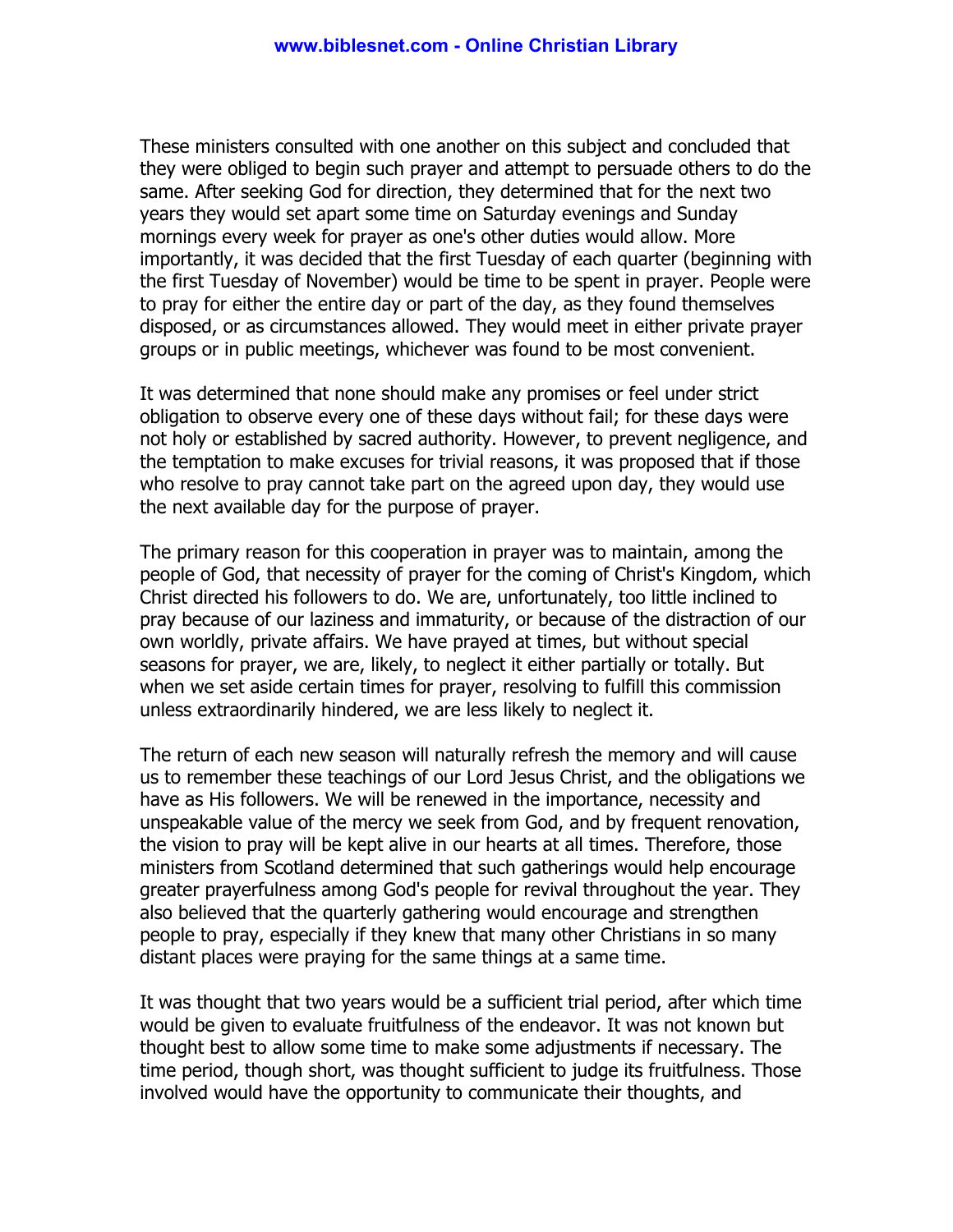These ministers consulted with one another on this subject and concluded that they were obliged to begin such prayer and attempt to persuade others to do the same. After seeking God for direction, they determined that for the next two years they would set apart some time on Saturday evenings and Sunday mornings every week for prayer as one's other duties would allow. More importantly, it was decided that the first Tuesday of each quarter (beginning with the first Tuesday of November) would be time to be spent in prayer. People were to pray for either the entire day or part of the day, as they found themselves disposed, or as circumstances allowed. They would meet in either private prayer groups or in public meetings, whichever was found to be most convenient.

It was determined that none should make any promises or feel under strict obligation to observe every one of these days without fail; for these days were not holy or established by sacred authority. However, to prevent negligence, and the temptation to make excuses for trivial reasons, it was proposed that if those who resolve to pray cannot take part on the agreed upon day, they would use the next available day for the purpose of prayer.

The primary reason for this cooperation in prayer was to maintain, among the people of God, that necessity of prayer for the coming of Christ's Kingdom, which Christ directed his followers to do. We are, unfortunately, too little inclined to pray because of our laziness and immaturity, or because of the distraction of our own worldly, private affairs. We have prayed at times, but without special seasons for prayer, we are, likely, to neglect it either partially or totally. But when we set aside certain times for prayer, resolving to fulfill this commission unless extraordinarily hindered, we are less likely to neglect it.

The return of each new season will naturally refresh the memory and will cause us to remember these teachings of our Lord Jesus Christ, and the obligations we have as His followers. We will be renewed in the importance, necessity and unspeakable value of the mercy we seek from God, and by frequent renovation, the vision to pray will be kept alive in our hearts at all times. Therefore, those ministers from Scotland determined that such gatherings would help encourage greater prayerfulness among God's people for revival throughout the year. They also believed that the quarterly gathering would encourage and strengthen people to pray, especially if they knew that many other Christians in so many distant places were praying for the same things at a same time.

It was thought that two years would be a sufficient trial period, after which time would be given to evaluate fruitfulness of the endeavor. It was not known but thought best to allow some time to make some adjustments if necessary. The time period, though short, was thought sufficient to judge its fruitfulness. Those involved would have the opportunity to communicate their thoughts, and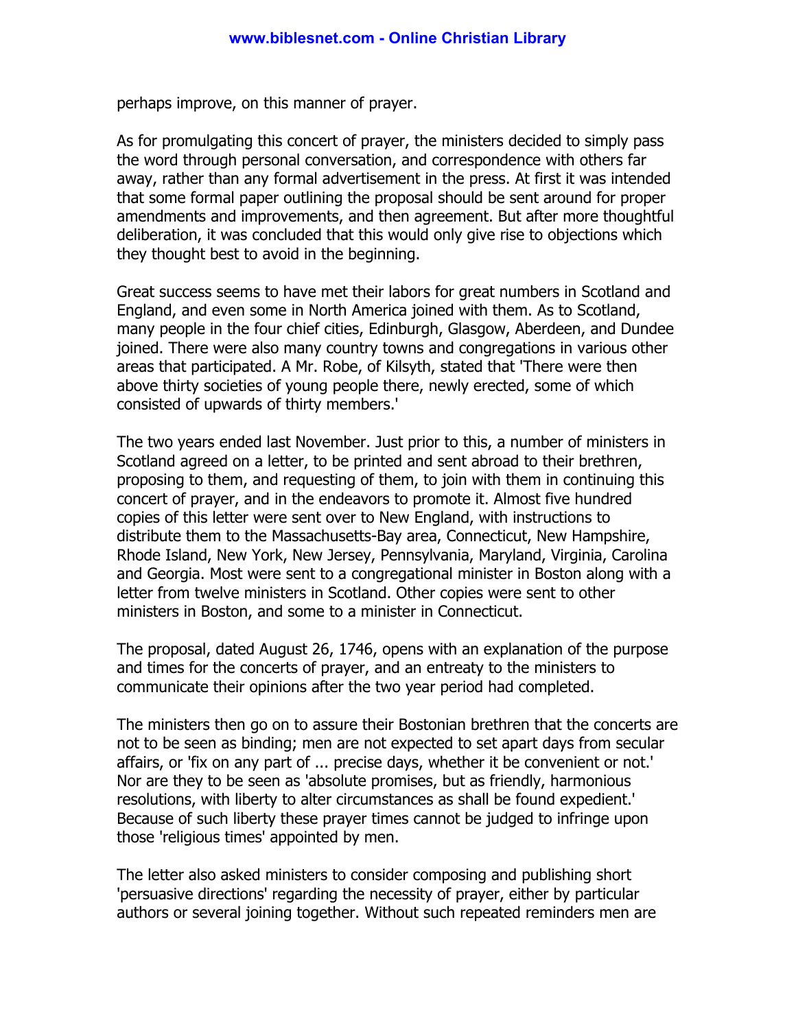perhaps improve, on this manner of prayer.

As for promulgating this concert of prayer, the ministers decided to simply pass the word through personal conversation, and correspondence with others far away, rather than any formal advertisement in the press. At first it was intended that some formal paper outlining the proposal should be sent around for proper amendments and improvements, and then agreement. But after more thoughtful deliberation, it was concluded that this would only give rise to objections which they thought best to avoid in the beginning.

Great success seems to have met their labors for great numbers in Scotland and England, and even some in North America joined with them. As to Scotland, many people in the four chief cities, Edinburgh, Glasgow, Aberdeen, and Dundee joined. There were also many country towns and congregations in various other areas that participated. A Mr. Robe, of Kilsyth, stated that 'There were then above thirty societies of young people there, newly erected, some of which consisted of upwards of thirty members.'

The two years ended last November. Just prior to this, a number of ministers in Scotland agreed on a letter, to be printed and sent abroad to their brethren, proposing to them, and requesting of them, to join with them in continuing this concert of prayer, and in the endeavors to promote it. Almost five hundred copies of this letter were sent over to New England, with instructions to distribute them to the Massachusetts-Bay area, Connecticut, New Hampshire, Rhode Island, New York, New Jersey, Pennsylvania, Maryland, Virginia, Carolina and Georgia. Most were sent to a congregational minister in Boston along with a letter from twelve ministers in Scotland. Other copies were sent to other ministers in Boston, and some to a minister in Connecticut.

The proposal, dated August 26, 1746, opens with an explanation of the purpose and times for the concerts of prayer, and an entreaty to the ministers to communicate their opinions after the two year period had completed.

The ministers then go on to assure their Bostonian brethren that the concerts are not to be seen as binding; men are not expected to set apart days from secular affairs, or 'fix on any part of ... precise days, whether it be convenient or not.' Nor are they to be seen as 'absolute promises, but as friendly, harmonious resolutions, with liberty to alter circumstances as shall be found expedient.' Because of such liberty these prayer times cannot be judged to infringe upon those 'religious times' appointed by men.

The letter also asked ministers to consider composing and publishing short 'persuasive directions' regarding the necessity of prayer, either by particular authors or several joining together. Without such repeated reminders men are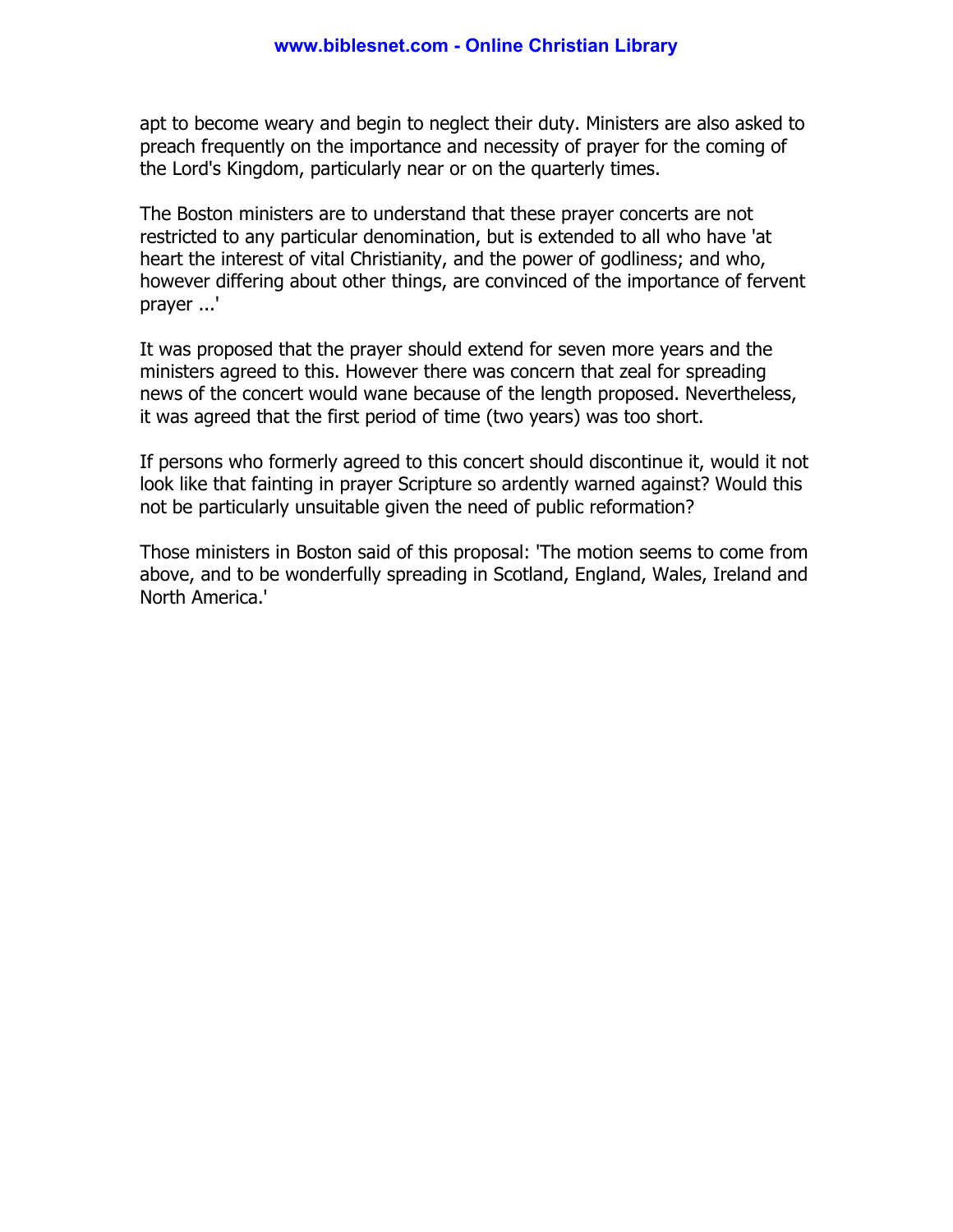apt to become weary and begin to neglect their duty. Ministers are also asked to preach frequently on the importance and necessity of prayer for the coming of the Lord's Kingdom, particularly near or on the quarterly times.

The Boston ministers are to understand that these prayer concerts are not restricted to any particular denomination, but is extended to all who have 'at heart the interest of vital Christianity, and the power of godliness; and who, however differing about other things, are convinced of the importance of fervent prayer ...'

It was proposed that the prayer should extend for seven more years and the ministers agreed to this. However there was concern that zeal for spreading news of the concert would wane because of the length proposed. Nevertheless, it was agreed that the first period of time (two years) was too short.

If persons who formerly agreed to this concert should discontinue it, would it not look like that fainting in prayer Scripture so ardently warned against? Would this not be particularly unsuitable given the need of public reformation?

Those ministers in Boston said of this proposal: 'The motion seems to come from above, and to be wonderfully spreading in Scotland, England, Wales, Ireland and North America.'